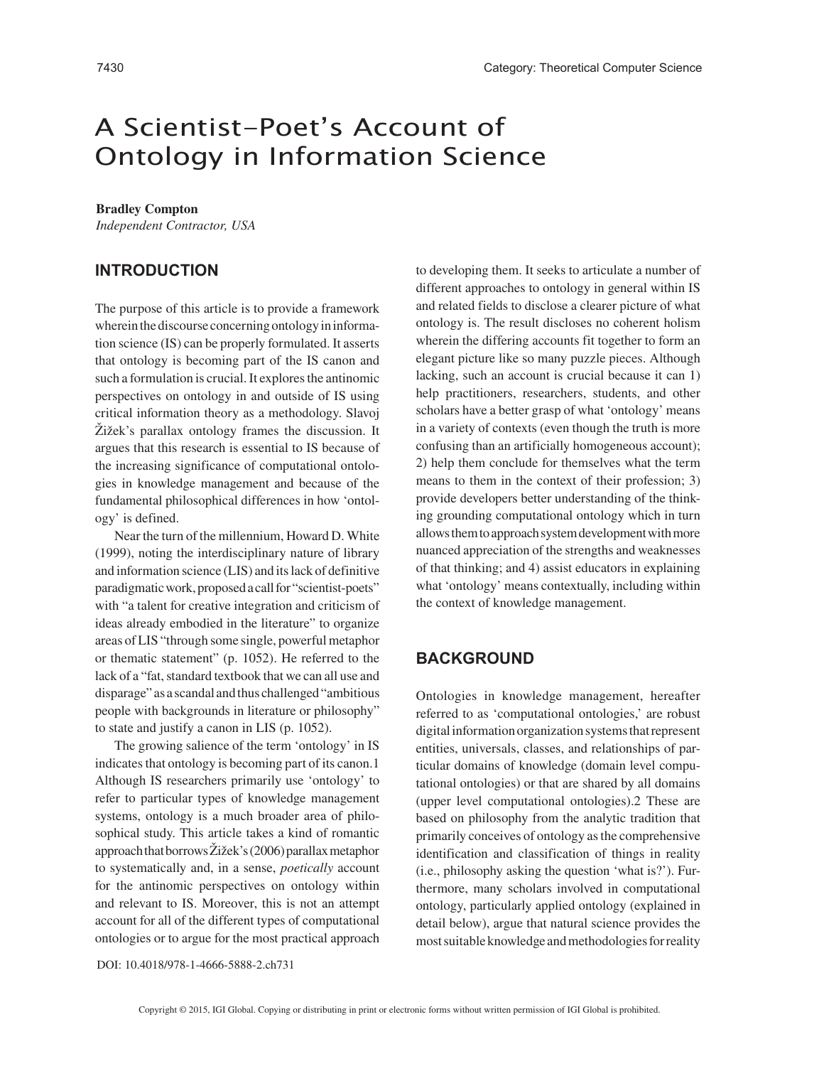# A Scientist-Poet's Account of Ontology in Information Science

**Bradley Compton**
*Independent Contractor, USA*

## INTRODUCTION

The purpose of this article is to provide a framework wherein the discourse concerning ontology in information science (IS) can be properly formulated. It asserts that ontology is becoming part of the IS canon and such a formulation is crucial. It explores the antinomic perspectives on ontology in and outside of IS using critical information theory as a methodology. Slavoj Žižek's parallax ontology frames the discussion. It argues that this research is essential to IS because of the increasing significance of computational ontologies in knowledge management and because of the fundamental philosophical differences in how 'ontology' is defined.

Near the turn of the millennium, Howard D. White (1999), noting the interdisciplinary nature of library and information science (LIS) and its lack of definitive paradigmatic work, proposed a call for "scientist-poets" with "a talent for creative integration and criticism of ideas already embodied in the literature" to organize areas of LIS "through some single, powerful metaphor or thematic statement" (p. 1052). He referred to the lack of a "fat, standard textbook that we can all use and disparage" as a scandal and thus challenged "ambitious people with backgrounds in literature or philosophy" to state and justify a canon in LIS (p. 1052).

The growing salience of the term 'ontology' in IS indicates that ontology is becoming part of its canon.1 Although IS researchers primarily use 'ontology' to refer to particular types of knowledge management systems, ontology is a much broader area of philosophical study. This article takes a kind of romantic approach that borrows Žižek's (2006) parallax metaphor to systematically and, in a sense, *poetically* account for the antinomic perspectives on ontology within and relevant to IS. Moreover, this is not an attempt account for all of the different types of computational ontologies or to argue for the most practical approach to developing them. It seeks to articulate a number of different approaches to ontology in general within IS and related fields to disclose a clearer picture of what ontology is. The result discloses no coherent holism wherein the differing accounts fit together to form an elegant picture like so many puzzle pieces. Although lacking, such an account is crucial because it can 1) help practitioners, researchers, students, and other scholars have a better grasp of what 'ontology' means in a variety of contexts (even though the truth is more confusing than an artificially homogeneous account); 2) help them conclude for themselves what the term means to them in the context of their profession; 3) provide developers better understanding of the thinking grounding computational ontology which in turn allows them to approach system development with more nuanced appreciation of the strengths and weaknesses of that thinking; and 4) assist educators in explaining what 'ontology' means contextually, including within the context of knowledge management.

## BACKGROUND

Ontologies in knowledge management, hereafter referred to as 'computational ontologies,' are robust digital information organization systems that represent entities, universals, classes, and relationships of particular domains of knowledge (domain level computational ontologies) or that are shared by all domains (upper level computational ontologies).2 These are based on philosophy from the analytic tradition that primarily conceives of ontology as the comprehensive identification and classification of things in reality (i.e., philosophy asking the question 'what is?'). Furthermore, many scholars involved in computational ontology, particularly applied ontology (explained in detail below), argue that natural science provides the most suitable knowledge and methodologies for reality

DOI: 10.4018/978-1-4666-5888-2.ch731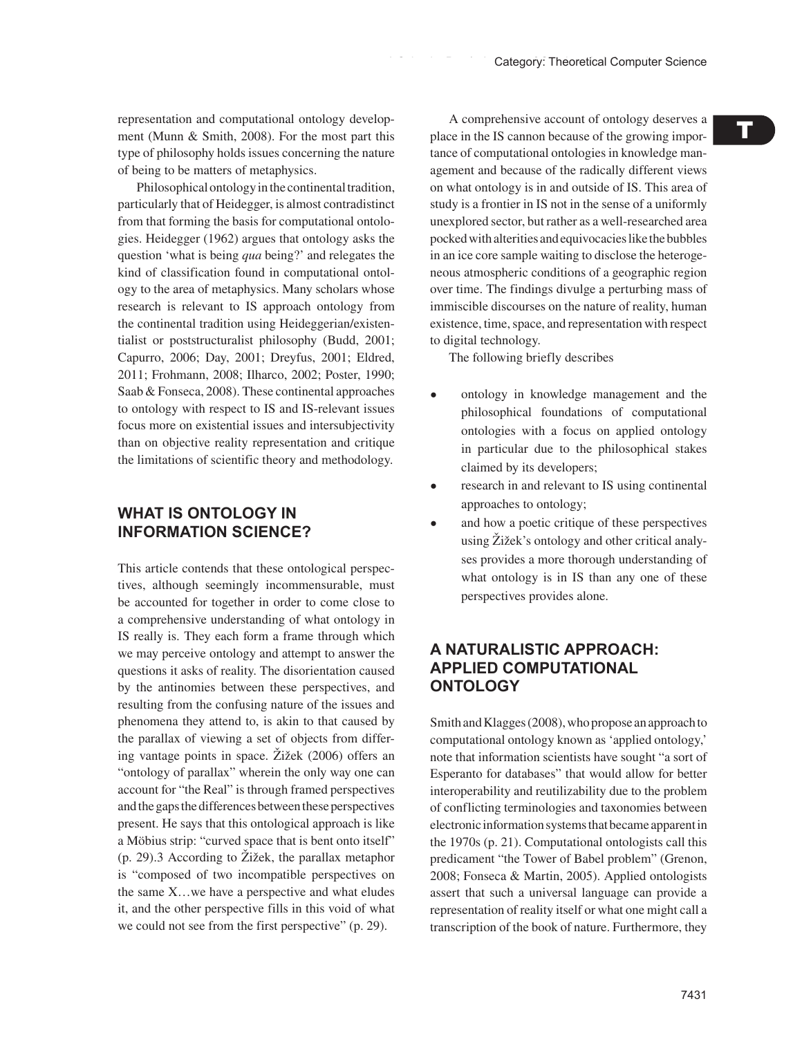representation and computational ontology development (Munn & Smith, 2008). For the most part this type of philosophy holds issues concerning the nature of being to be matters of metaphysics.

Philosophical ontology in the continental tradition, particularly that of Heidegger, is almost contradistinct from that forming the basis for computational ontologies. Heidegger (1962) argues that ontology asks the question 'what is being *qua* being?' and relegates the kind of classification found in computational ontology to the area of metaphysics. Many scholars whose research is relevant to IS approach ontology from the continental tradition using Heideggerian/existentialist or poststructuralist philosophy (Budd, 2001; Capurro, 2006; Day, 2001; Dreyfus, 2001; Eldred, 2011; Frohmann, 2008; Ilharco, 2002; Poster, 1990; Saab & Fonseca, 2008). These continental approaches to ontology with respect to IS and IS-relevant issues focus more on existential issues and intersubjectivity than on objective reality representation and critique the limitations of scientific theory and methodology.

## WHAT IS ONTOLOGY IN INFORMATION SCIENCE?

This article contends that these ontological perspectives, although seemingly incommensurable, must be accounted for together in order to come close to a comprehensive understanding of what ontology in IS really is. They each form a frame through which we may perceive ontology and attempt to answer the questions it asks of reality. The disorientation caused by the antinomies between these perspectives, and resulting from the confusing nature of the issues and phenomena they attend to, is akin to that caused by the parallax of viewing a set of objects from differing vantage points in space. Žižek (2006) offers an "ontology of parallax" wherein the only way one can account for "the Real" is through framed perspectives and the gaps the differences between these perspectives present. He says that this ontological approach is like a Möbius strip: "curved space that is bent onto itself" (p. 29).3 According to Žižek, the parallax metaphor is "composed of two incompatible perspectives on the same X…we have a perspective and what eludes it, and the other perspective fills in this void of what we could not see from the first perspective" (p. 29).

A comprehensive account of ontology deserves a place in the IS cannon because of the growing importance of computational ontologies in knowledge management and because of the radically different views on what ontology is in and outside of IS. This area of study is a frontier in IS not in the sense of a uniformly unexplored sector, but rather as a well-researched area pocked with alterities and equivocacies like the bubbles in an ice core sample waiting to disclose the heterogeneous atmospheric conditions of a geographic region over time. The findings divulge a perturbing mass of immiscible discourses on the nature of reality, human existence, time, space, and representation with respect to digital technology.

The following briefly describes

- ontology in knowledge management and the philosophical foundations of computational ontologies with a focus on applied ontology in particular due to the philosophical stakes claimed by its developers;
- research in and relevant to IS using continental approaches to ontology;
- and how a poetic critique of these perspectives using Žižek's ontology and other critical analyses provides a more thorough understanding of what ontology is in IS than any one of these perspectives provides alone.

## A NATURALISTIC APPROACH: APPLIED COMPUTATIONAL ONTOLOGY

Smith and Klagges (2008), who propose an approach to computational ontology known as 'applied ontology,' note that information scientists have sought "a sort of Esperanto for databases" that would allow for better interoperability and reutilizability due to the problem of conflicting terminologies and taxonomies between electronic information systems that became apparent in the 1970s (p. 21). Computational ontologists call this predicament "the Tower of Babel problem" (Grenon, 2008; Fonseca & Martin, 2005). Applied ontologists assert that such a universal language can provide a representation of reality itself or what one might call a transcription of the book of nature. Furthermore, they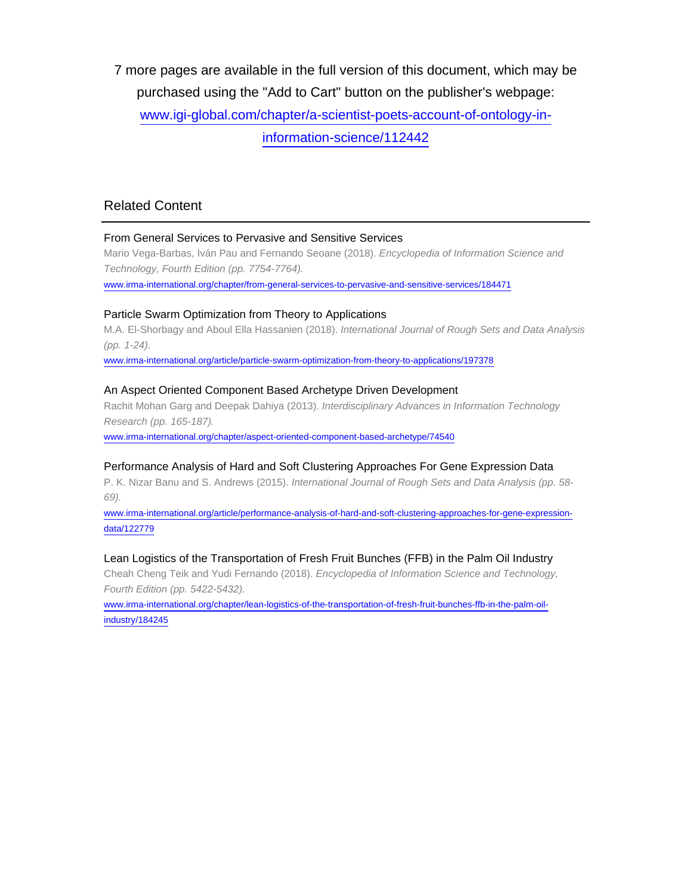7 more pages are available in the full version of this document, which may be purchased using the "Add to Cart" button on the publisher's webpage: [www.igi-global.com/chapter/a-scientist-poets-account-of-ontology-in-information-science/112442](www.igi-global.com/chapter/a-scientist-poets-account-of-ontology-in-information-science/112442)

## Related Content

**From General Services to Pervasive and Sensitive Services**
Mario Vega-Barbas, Iván Pau and Fernando Seoane (2018). *Encyclopedia of Information Science and Technology, Fourth Edition (pp. 7754-7764).*
[www.irma-international.org/chapter/from-general-services-to-pervasive-and-sensitive-services/184471](www.irma-international.org/chapter/from-general-services-to-pervasive-and-sensitive-services/184471)

**Particle Swarm Optimization from Theory to Applications**
M.A. El-Shorbagy and Aboul Ella Hassanien (2018). *International Journal of Rough Sets and Data Analysis (pp. 1-24).*
[www.irma-international.org/article/particle-swarm-optimization-from-theory-to-applications/197378](www.irma-international.org/article/particle-swarm-optimization-from-theory-to-applications/197378)

**An Aspect Oriented Component Based Archetype Driven Development**
Rachit Mohan Garg and Deepak Dahiya (2013). *Interdisciplinary Advances in Information Technology Research (pp. 165-187).*
[www.irma-international.org/chapter/aspect-oriented-component-based-archetype/74540](www.irma-international.org/chapter/aspect-oriented-component-based-archetype/74540)

**Performance Analysis of Hard and Soft Clustering Approaches For Gene Expression Data**
P. K. Nizar Banu and S. Andrews (2015). *International Journal of Rough Sets and Data Analysis (pp. 58-69).*
[www.irma-international.org/article/performance-analysis-of-hard-and-soft-clustering-approaches-for-gene-expression-data/122779](www.irma-international.org/article/performance-analysis-of-hard-and-soft-clustering-approaches-for-gene-expression-data/122779)

**Lean Logistics of the Transportation of Fresh Fruit Bunches (FFB) in the Palm Oil Industry**
Cheah Cheng Teik and Yudi Fernando (2018). *Encyclopedia of Information Science and Technology, Fourth Edition (pp. 5422-5432).*
[www.irma-international.org/chapter/lean-logistics-of-the-transportation-of-fresh-fruit-bunches-ffb-in-the-palm-oil-industry/184245](www.irma-international.org/chapter/lean-logistics-of-the-transportation-of-fresh-fruit-bunches-ffb-in-the-palm-oil-industry/184245)